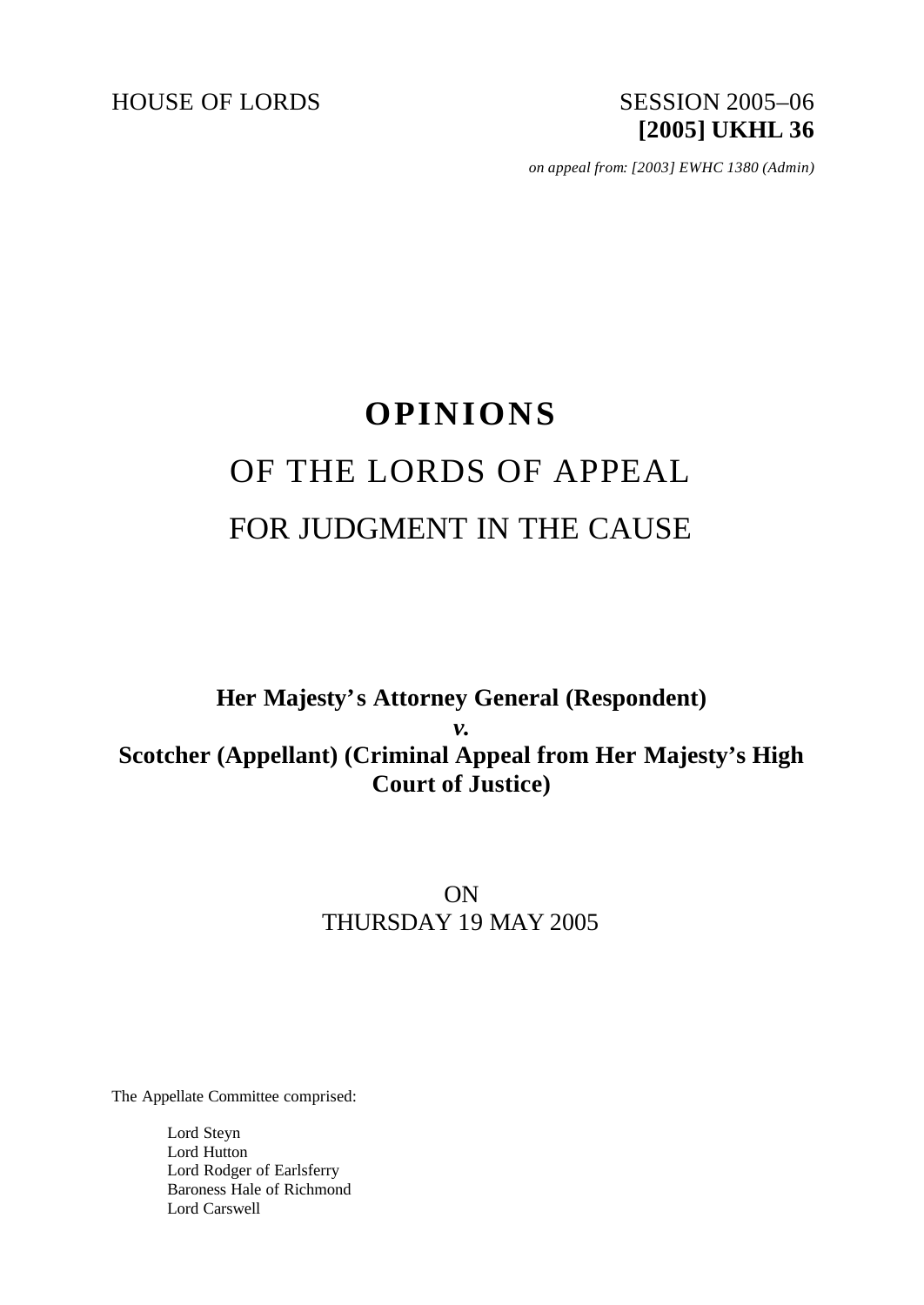HOUSE OF LORDS SESSION 2005–06

**[2005] UKHL 36**

*on appeal from: [2003] EWHC 1380 (Admin)*

# OPINIONS

## OF THE LORDS OF APPEAL

## FOR JUDGMENT IN THE CAUSE

**Her Majesty's Attorney General (Respondent)**

***v.***

**Scotcher (Appellant) (Criminal Appeal from Her Majesty's High Court of Justice)**

ON

THURSDAY 19 MAY 2005

The Appellate Committee comprised:

Lord Steyn
Lord Hutton
Lord Rodger of Earlsferry
Baroness Hale of Richmond
Lord Carswell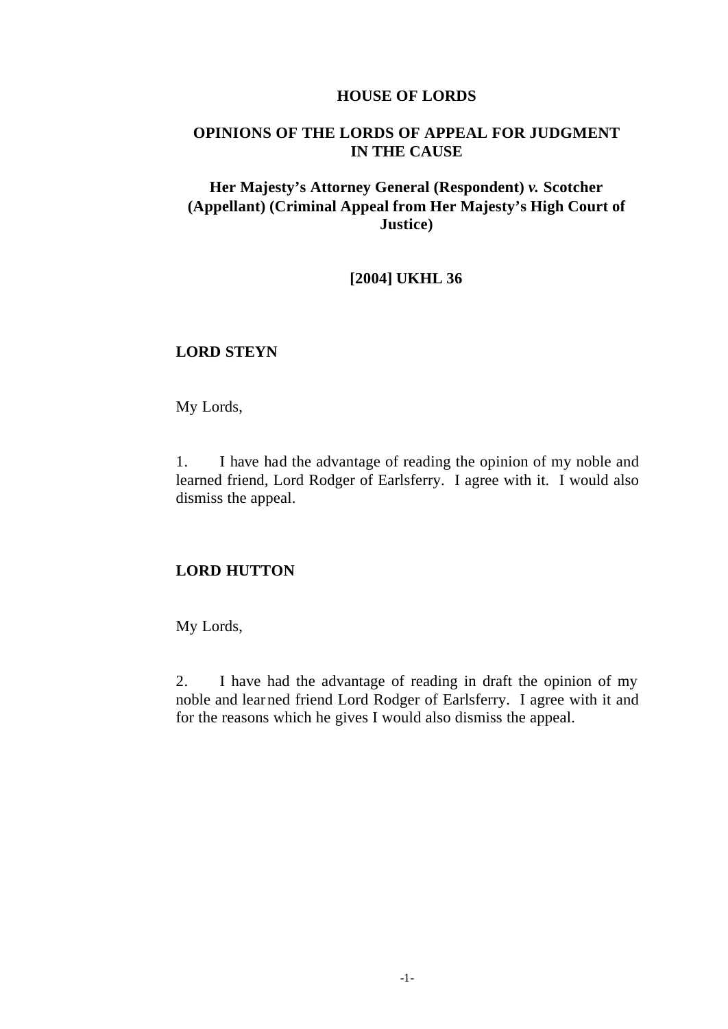**HOUSE OF LORDS**

**OPINIONS OF THE LORDS OF APPEAL FOR JUDGMENT IN THE CAUSE**

**Her Majesty's Attorney General (Respondent) *v.* Scotcher (Appellant) (Criminal Appeal from Her Majesty's High Court of Justice)**

**[2004] UKHL 36**

**LORD STEYN**

My Lords,

1. I have had the advantage of reading the opinion of my noble and learned friend, Lord Rodger of Earlsferry. I agree with it. I would also dismiss the appeal.

**LORD HUTTON**

My Lords,

2. I have had the advantage of reading in draft the opinion of my noble and learned friend Lord Rodger of Earlsferry. I agree with it and for the reasons which he gives I would also dismiss the appeal.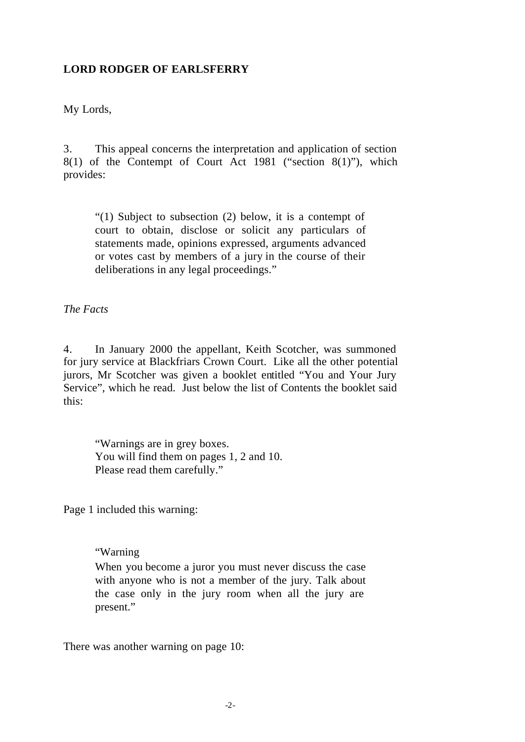**LORD RODGER OF EARLSFERRY**

My Lords,

3. This appeal concerns the interpretation and application of section 8(1) of the Contempt of Court Act 1981 ("section 8(1)"), which provides:

> "(1) Subject to subsection (2) below, it is a contempt of court to obtain, disclose or solicit any particulars of statements made, opinions expressed, arguments advanced or votes cast by members of a jury in the course of their deliberations in any legal proceedings."

*The Facts*

4. In January 2000 the appellant, Keith Scotcher, was summoned for jury service at Blackfriars Crown Court. Like all the other potential jurors, Mr Scotcher was given a booklet entitled "You and Your Jury Service", which he read. Just below the list of Contents the booklet said this:

> "Warnings are in grey boxes.
> You will find them on pages 1, 2 and 10.
> Please read them carefully."

Page 1 included this warning:

> "Warning
> When you become a juror you must never discuss the case with anyone who is not a member of the jury. Talk about the case only in the jury room when all the jury are present."

There was another warning on page 10: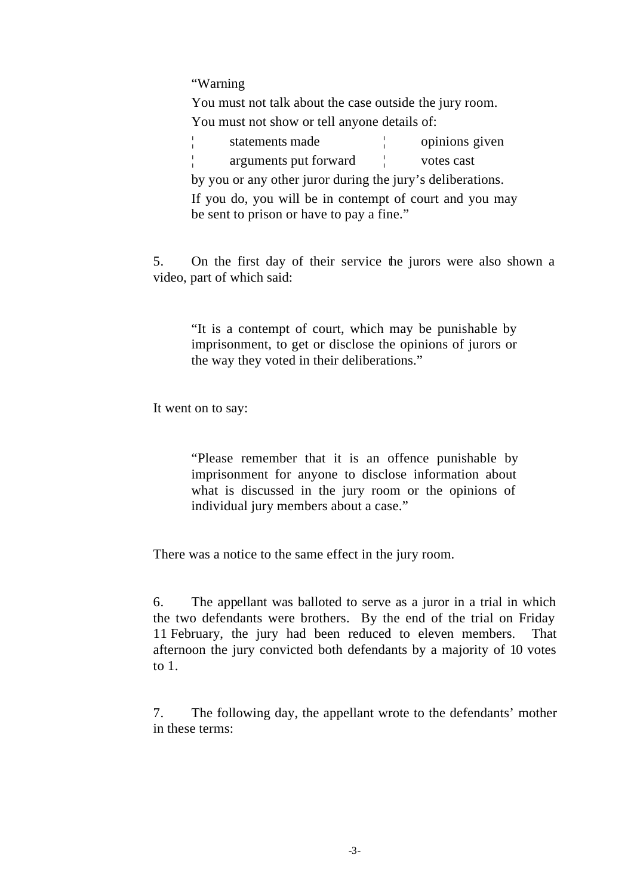> "Warning
>
> You must not talk about the case outside the jury room.
>
> You must not show or tell anyone details of:
>
> - statements made
> - opinions given
> - arguments put forward
> - votes cast
>
> by you or any other juror during the jury's deliberations.
>
> If you do, you will be in contempt of court and you may be sent to prison or have to pay a fine."

5. On the first day of their service the jurors were also shown a video, part of which said:

> "It is a contempt of court, which may be punishable by imprisonment, to get or disclose the opinions of jurors or the way they voted in their deliberations."

It went on to say:

> "Please remember that it is an offence punishable by imprisonment for anyone to disclose information about what is discussed in the jury room or the opinions of individual jury members about a case."

There was a notice to the same effect in the jury room.

6. The appellant was balloted to serve as a juror in a trial in which the two defendants were brothers. By the end of the trial on Friday 11 February, the jury had been reduced to eleven members. That afternoon the jury convicted both defendants by a majority of 10 votes to 1.

7. The following day, the appellant wrote to the defendants' mother in these terms: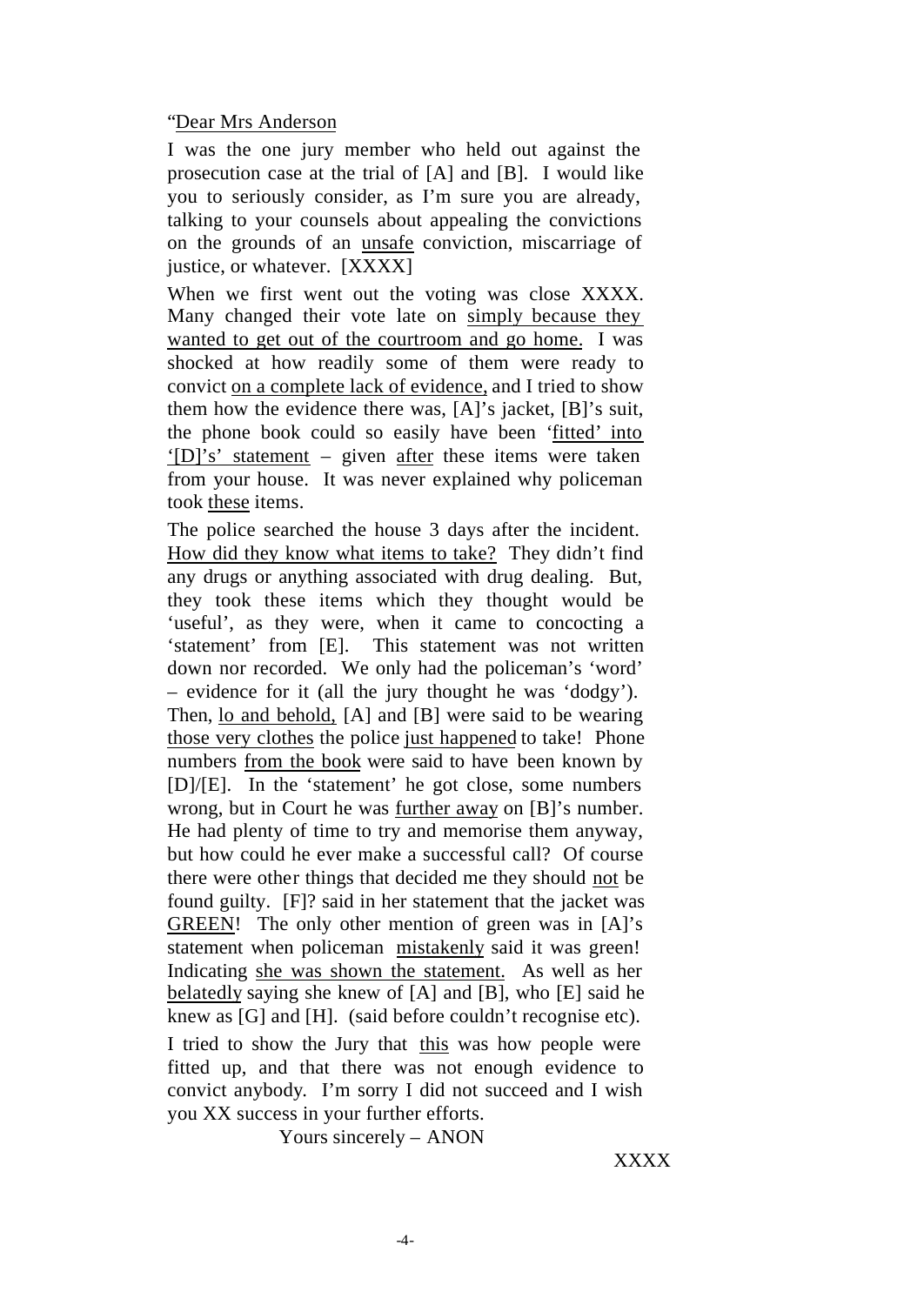"Dear Mrs Anderson

I was the one jury member who held out against the prosecution case at the trial of [A] and [B]. I would like you to seriously consider, as I'm sure you are already, talking to your counsels about appealing the convictions on the grounds of an <u>unsafe</u> conviction, miscarriage of justice, or whatever. [XXXX]

When we first went out the voting was close XXXX. Many changed their vote late on <u>simply because they wanted to get out of the courtroom and go home.</u> I was shocked at how readily some of them were ready to convict <u>on a complete lack of evidence,</u> and I tried to show them how the evidence there was, [A]'s jacket, [B]'s suit, the phone book could so easily have been <u>'fitted' into '[D]'s' statement</u> – given <u>after</u> these items were taken from your house. It was never explained why policeman took <u>these</u> items.

The police searched the house 3 days after the incident. <u>How did they know what items to take?</u> They didn't find any drugs or anything associated with drug dealing. But, they took these items which they thought would be 'useful', as they were, when it came to concocting a 'statement' from [E]. This statement was not written down nor recorded. We only had the policeman's 'word' – evidence for it (all the jury thought he was 'dodgy'). Then, <u>lo and behold,</u> [A] and [B] were said to be wearing <u>those very clothes</u> the police <u>just happened</u> to take! Phone numbers <u>from the book</u> were said to have been known by [D]/[E]. In the 'statement' he got close, some numbers wrong, but in Court he was <u>further away</u> on [B]'s number. He had plenty of time to try and memorise them anyway, but how could he ever make a successful call? Of course there were other things that decided me they should <u>not</u> be found guilty. [F]? said in her statement that the jacket was <u>GREEN</u>! The only other mention of green was in [A]'s statement when policeman <u>mistakenly</u> said it was green! Indicating <u>she was shown the statement.</u> As well as her <u>belatedly</u> saying she knew of [A] and [B], who [E] said he knew as [G] and [H]. (said before couldn't recognise etc).

I tried to show the Jury that <u>this</u> was how people were fitted up, and that there was not enough evidence to convict anybody. I'm sorry I did not succeed and I wish you XX success in your further efforts.

Yours sincerely – ANON

XXXX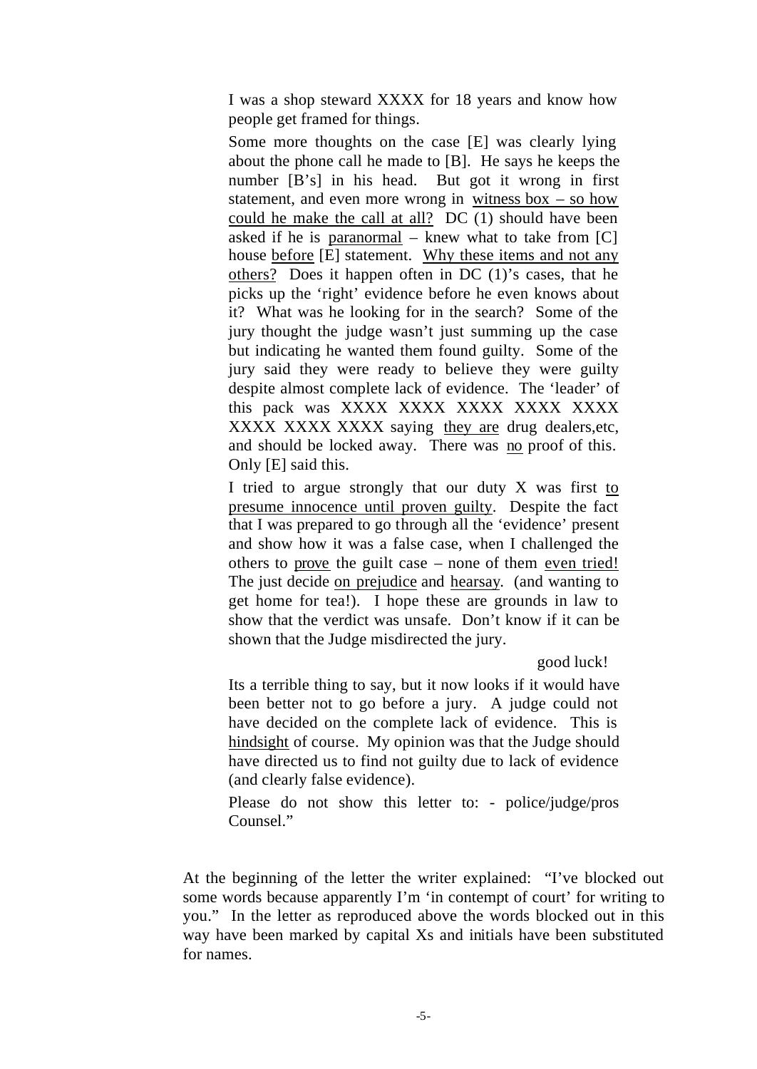> I was a shop steward XXXX for 18 years and know how people get framed for things.
>
> Some more thoughts on the case [E] was clearly lying about the phone call he made to [B]. He says he keeps the number [B's] in his head. But got it wrong in first statement, and even more wrong in <u>witness box – so how could he make the call at all?</u> DC (1) should have been asked if he is <u>paranormal</u> – knew what to take from [C] house <u>before</u> [E] statement. <u>Why these items and not any others?</u> Does it happen often in DC (1)'s cases, that he picks up the 'right' evidence before he even knows about it? What was he looking for in the search? Some of the jury thought the judge wasn't just summing up the case but indicating he wanted them found guilty. Some of the jury said they were ready to believe they were guilty despite almost complete lack of evidence. The 'leader' of this pack was XXXX XXXX XXXX XXXX XXXX XXXX XXXX XXXX saying <u>they are</u> drug dealers,etc, and should be locked away. There was <u>no</u> proof of this. Only [E] said this.
>
> I tried to argue strongly that our duty X was first <u>to presume innocence until proven guilty</u>. Despite the fact that I was prepared to go through all the 'evidence' present and show how it was a false case, when I challenged the others to <u>prove</u> the guilt case – none of them <u>even tried!</u> The just decide <u>on prejudice</u> and <u>hearsay</u>. (and wanting to get home for tea!). I hope these are grounds in law to show that the verdict was unsafe. Don't know if it can be shown that the Judge misdirected the jury.
>
> good luck!
>
> Its a terrible thing to say, but it now looks if it would have been better not to go before a jury. A judge could not have decided on the complete lack of evidence. This is <u>hindsight</u> of course. My opinion was that the Judge should have directed us to find not guilty due to lack of evidence (and clearly false evidence).
>
> Please do not show this letter to: - police/judge/pros Counsel."

At the beginning of the letter the writer explained: "I've blocked out some words because apparently I'm 'in contempt of court' for writing to you." In the letter as reproduced above the words blocked out in this way have been marked by capital Xs and initials have been substituted for names.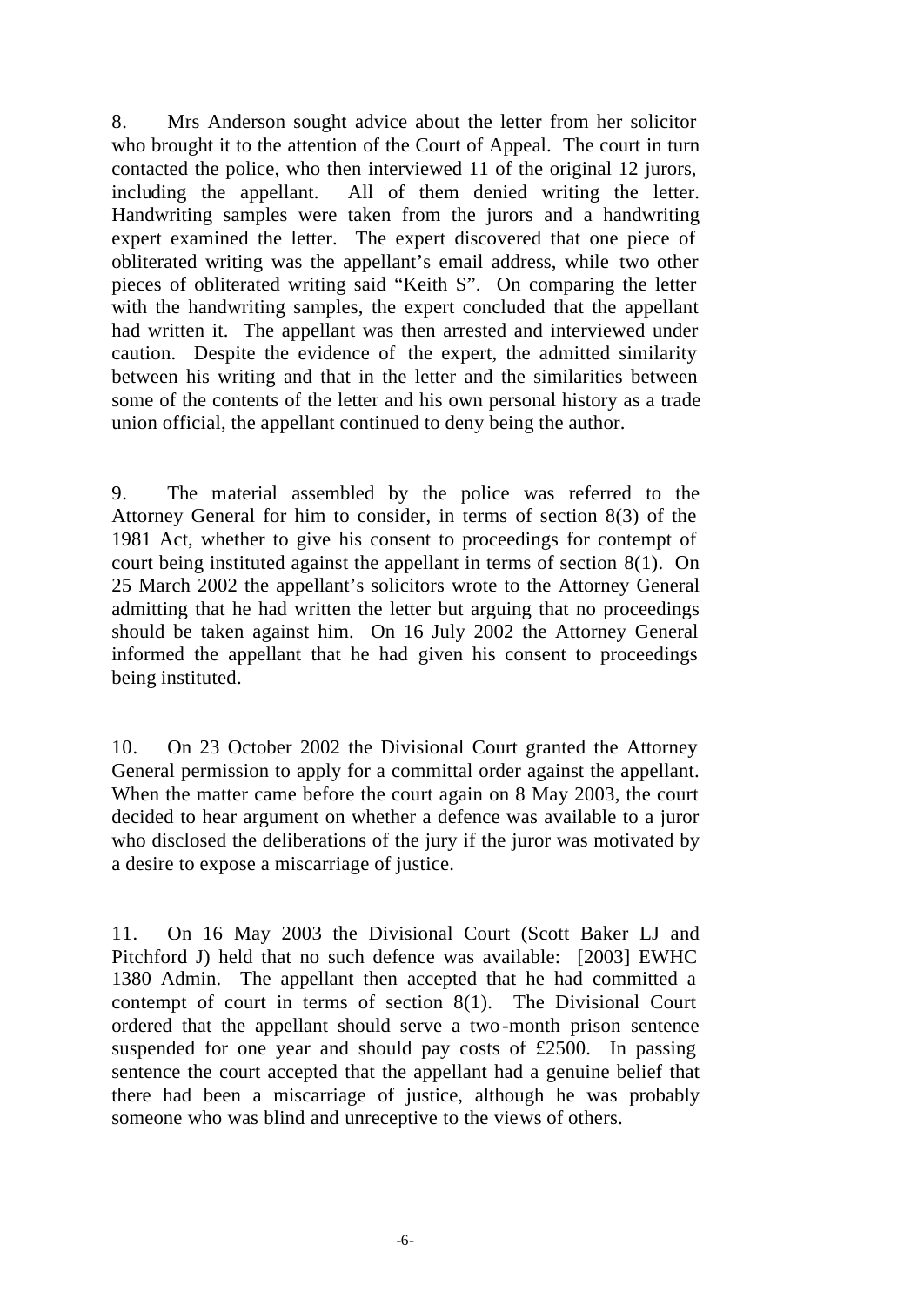8. Mrs Anderson sought advice about the letter from her solicitor who brought it to the attention of the Court of Appeal. The court in turn contacted the police, who then interviewed 11 of the original 12 jurors, including the appellant. All of them denied writing the letter. Handwriting samples were taken from the jurors and a handwriting expert examined the letter. The expert discovered that one piece of obliterated writing was the appellant's email address, while two other pieces of obliterated writing said "Keith S". On comparing the letter with the handwriting samples, the expert concluded that the appellant had written it. The appellant was then arrested and interviewed under caution. Despite the evidence of the expert, the admitted similarity between his writing and that in the letter and the similarities between some of the contents of the letter and his own personal history as a trade union official, the appellant continued to deny being the author.

9. The material assembled by the police was referred to the Attorney General for him to consider, in terms of section 8(3) of the 1981 Act, whether to give his consent to proceedings for contempt of court being instituted against the appellant in terms of section 8(1). On 25 March 2002 the appellant's solicitors wrote to the Attorney General admitting that he had written the letter but arguing that no proceedings should be taken against him. On 16 July 2002 the Attorney General informed the appellant that he had given his consent to proceedings being instituted.

10. On 23 October 2002 the Divisional Court granted the Attorney General permission to apply for a committal order against the appellant. When the matter came before the court again on 8 May 2003, the court decided to hear argument on whether a defence was available to a juror who disclosed the deliberations of the jury if the juror was motivated by a desire to expose a miscarriage of justice.

11. On 16 May 2003 the Divisional Court (Scott Baker LJ and Pitchford J) held that no such defence was available: [2003] EWHC 1380 Admin. The appellant then accepted that he had committed a contempt of court in terms of section 8(1). The Divisional Court ordered that the appellant should serve a two-month prison sentence suspended for one year and should pay costs of £2500. In passing sentence the court accepted that the appellant had a genuine belief that there had been a miscarriage of justice, although he was probably someone who was blind and unreceptive to the views of others.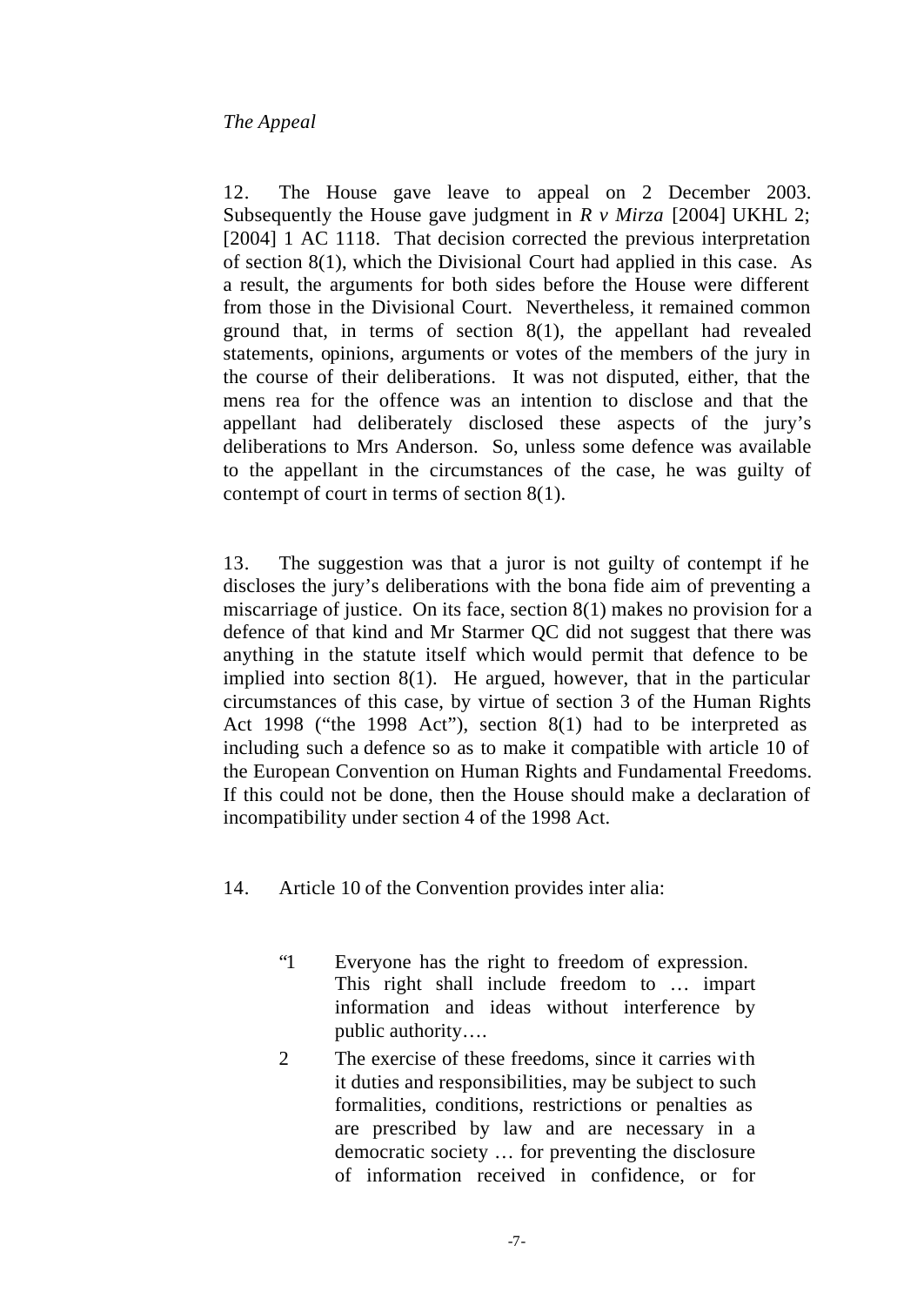*The Appeal*

12. The House gave leave to appeal on 2 December 2003. Subsequently the House gave judgment in *R v Mirza* [2004] UKHL 2; [2004] 1 AC 1118. That decision corrected the previous interpretation of section 8(1), which the Divisional Court had applied in this case. As a result, the arguments for both sides before the House were different from those in the Divisional Court. Nevertheless, it remained common ground that, in terms of section 8(1), the appellant had revealed statements, opinions, arguments or votes of the members of the jury in the course of their deliberations. It was not disputed, either, that the mens rea for the offence was an intention to disclose and that the appellant had deliberately disclosed these aspects of the jury's deliberations to Mrs Anderson. So, unless some defence was available to the appellant in the circumstances of the case, he was guilty of contempt of court in terms of section 8(1).

13. The suggestion was that a juror is not guilty of contempt if he discloses the jury's deliberations with the bona fide aim of preventing a miscarriage of justice. On its face, section 8(1) makes no provision for a defence of that kind and Mr Starmer QC did not suggest that there was anything in the statute itself which would permit that defence to be implied into section 8(1). He argued, however, that in the particular circumstances of this case, by virtue of section 3 of the Human Rights Act 1998 ("the 1998 Act"), section 8(1) had to be interpreted as including such a defence so as to make it compatible with article 10 of the European Convention on Human Rights and Fundamental Freedoms. If this could not be done, then the House should make a declaration of incompatibility under section 4 of the 1998 Act.

14. Article 10 of the Convention provides inter alia:

> "1 Everyone has the right to freedom of expression. This right shall include freedom to … impart information and ideas without interference by public authority….
>
> 2 The exercise of these freedoms, since it carries with it duties and responsibilities, may be subject to such formalities, conditions, restrictions or penalties as are prescribed by law and are necessary in a democratic society … for preventing the disclosure of information received in confidence, or for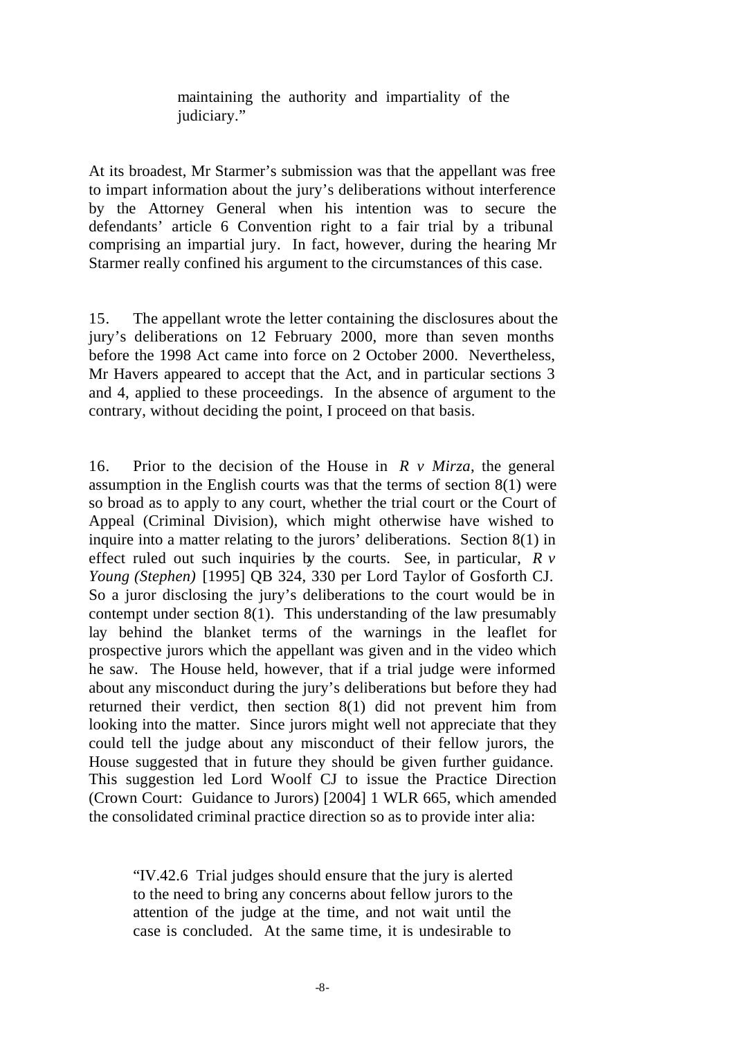> maintaining the authority and impartiality of the judiciary."

At its broadest, Mr Starmer's submission was that the appellant was free to impart information about the jury's deliberations without interference by the Attorney General when his intention was to secure the defendants' article 6 Convention right to a fair trial by a tribunal comprising an impartial jury. In fact, however, during the hearing Mr Starmer really confined his argument to the circumstances of this case.

15. The appellant wrote the letter containing the disclosures about the jury's deliberations on 12 February 2000, more than seven months before the 1998 Act came into force on 2 October 2000. Nevertheless, Mr Havers appeared to accept that the Act, and in particular sections 3 and 4, applied to these proceedings. In the absence of argument to the contrary, without deciding the point, I proceed on that basis.

16. Prior to the decision of the House in *R v Mirza*, the general assumption in the English courts was that the terms of section 8(1) were so broad as to apply to any court, whether the trial court or the Court of Appeal (Criminal Division), which might otherwise have wished to inquire into a matter relating to the jurors' deliberations. Section 8(1) in effect ruled out such inquiries by the courts. See, in particular, *R v Young (Stephen)* [1995] QB 324, 330 per Lord Taylor of Gosforth CJ. So a juror disclosing the jury's deliberations to the court would be in contempt under section 8(1). This understanding of the law presumably lay behind the blanket terms of the warnings in the leaflet for prospective jurors which the appellant was given and in the video which he saw. The House held, however, that if a trial judge were informed about any misconduct during the jury's deliberations but before they had returned their verdict, then section 8(1) did not prevent him from looking into the matter. Since jurors might well not appreciate that they could tell the judge about any misconduct of their fellow jurors, the House suggested that in future they should be given further guidance. This suggestion led Lord Woolf CJ to issue the Practice Direction (Crown Court: Guidance to Jurors) [2004] 1 WLR 665, which amended the consolidated criminal practice direction so as to provide inter alia:

> "IV.42.6 Trial judges should ensure that the jury is alerted to the need to bring any concerns about fellow jurors to the attention of the judge at the time, and not wait until the case is concluded. At the same time, it is undesirable to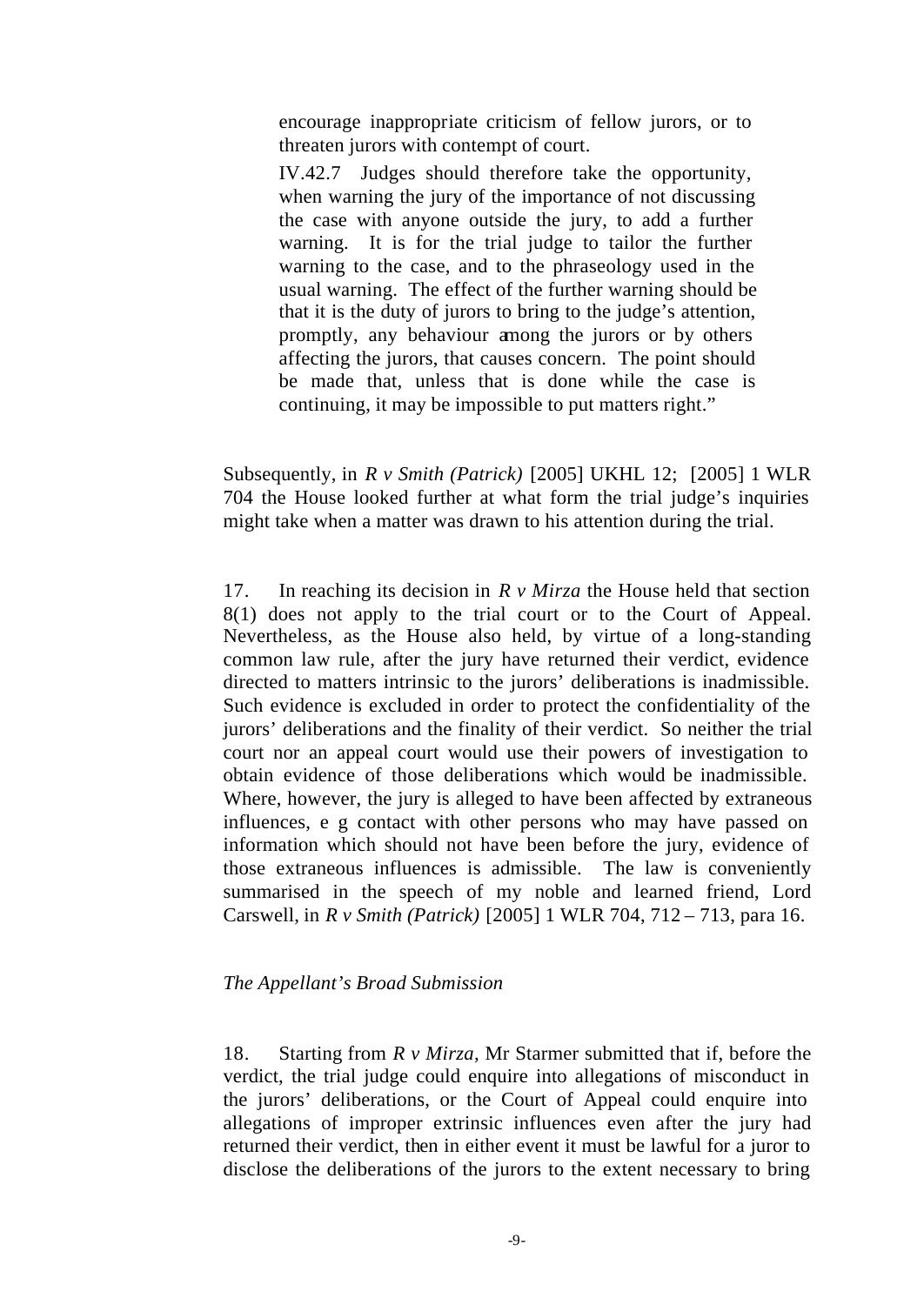> encourage inappropriate criticism of fellow jurors, or to threaten jurors with contempt of court.
>
> IV.42.7 Judges should therefore take the opportunity, when warning the jury of the importance of not discussing the case with anyone outside the jury, to add a further warning. It is for the trial judge to tailor the further warning to the case, and to the phraseology used in the usual warning. The effect of the further warning should be that it is the duty of jurors to bring to the judge's attention, promptly, any behaviour among the jurors or by others affecting the jurors, that causes concern. The point should be made that, unless that is done while the case is continuing, it may be impossible to put matters right."

Subsequently, in *R v Smith (Patrick)* [2005] UKHL 12; [2005] 1 WLR 704 the House looked further at what form the trial judge's inquiries might take when a matter was drawn to his attention during the trial.

17. In reaching its decision in *R v Mirza* the House held that section 8(1) does not apply to the trial court or to the Court of Appeal. Nevertheless, as the House also held, by virtue of a long-standing common law rule, after the jury have returned their verdict, evidence directed to matters intrinsic to the jurors' deliberations is inadmissible. Such evidence is excluded in order to protect the confidentiality of the jurors' deliberations and the finality of their verdict. So neither the trial court nor an appeal court would use their powers of investigation to obtain evidence of those deliberations which would be inadmissible. Where, however, the jury is alleged to have been affected by extraneous influences, e g contact with other persons who may have passed on information which should not have been before the jury, evidence of those extraneous influences is admissible. The law is conveniently summarised in the speech of my noble and learned friend, Lord Carswell, in *R v Smith (Patrick)* [2005] 1 WLR 704, 712 – 713, para 16.

*The Appellant's Broad Submission*

18. Starting from *R v Mirza*, Mr Starmer submitted that if, before the verdict, the trial judge could enquire into allegations of misconduct in the jurors' deliberations, or the Court of Appeal could enquire into allegations of improper extrinsic influences even after the jury had returned their verdict, then in either event it must be lawful for a juror to disclose the deliberations of the jurors to the extent necessary to bring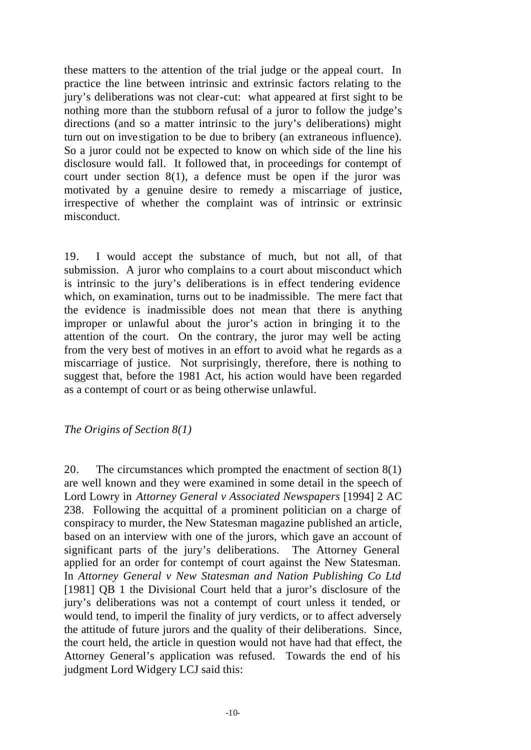these matters to the attention of the trial judge or the appeal court. In practice the line between intrinsic and extrinsic factors relating to the jury's deliberations was not clear-cut: what appeared at first sight to be nothing more than the stubborn refusal of a juror to follow the judge's directions (and so a matter intrinsic to the jury's deliberations) might turn out on investigation to be due to bribery (an extraneous influence). So a juror could not be expected to know on which side of the line his disclosure would fall. It followed that, in proceedings for contempt of court under section 8(1), a defence must be open if the juror was motivated by a genuine desire to remedy a miscarriage of justice, irrespective of whether the complaint was of intrinsic or extrinsic misconduct.

19. I would accept the substance of much, but not all, of that submission. A juror who complains to a court about misconduct which is intrinsic to the jury's deliberations is in effect tendering evidence which, on examination, turns out to be inadmissible. The mere fact that the evidence is inadmissible does not mean that there is anything improper or unlawful about the juror's action in bringing it to the attention of the court. On the contrary, the juror may well be acting from the very best of motives in an effort to avoid what he regards as a miscarriage of justice. Not surprisingly, therefore, there is nothing to suggest that, before the 1981 Act, his action would have been regarded as a contempt of court or as being otherwise unlawful.

*The Origins of Section 8(1)*

20. The circumstances which prompted the enactment of section 8(1) are well known and they were examined in some detail in the speech of Lord Lowry in *Attorney General v Associated Newspapers* [1994] 2 AC 238. Following the acquittal of a prominent politician on a charge of conspiracy to murder, the New Statesman magazine published an article, based on an interview with one of the jurors, which gave an account of significant parts of the jury's deliberations. The Attorney General applied for an order for contempt of court against the New Statesman. In *Attorney General v New Statesman and Nation Publishing Co Ltd* [1981] QB 1 the Divisional Court held that a juror's disclosure of the jury's deliberations was not a contempt of court unless it tended, or would tend, to imperil the finality of jury verdicts, or to affect adversely the attitude of future jurors and the quality of their deliberations. Since, the court held, the article in question would not have had that effect, the Attorney General's application was refused. Towards the end of his judgment Lord Widgery LCJ said this: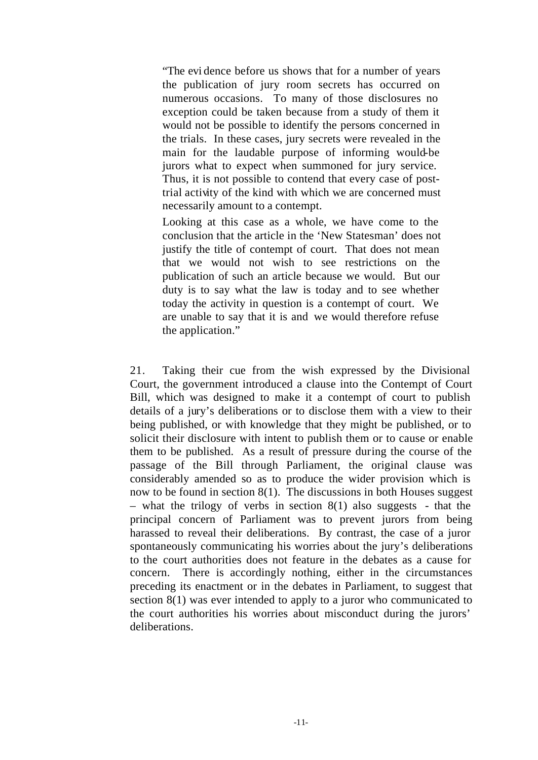> "The evidence before us shows that for a number of years the publication of jury room secrets has occurred on numerous occasions. To many of those disclosures no exception could be taken because from a study of them it would not be possible to identify the persons concerned in the trials. In these cases, jury secrets were revealed in the main for the laudable purpose of informing would-be jurors what to expect when summoned for jury service. Thus, it is not possible to contend that every case of post-trial activity of the kind with which we are concerned must necessarily amount to a contempt.
>
> Looking at this case as a whole, we have come to the conclusion that the article in the 'New Statesman' does not justify the title of contempt of court. That does not mean that we would not wish to see restrictions on the publication of such an article because we would. But our duty is to say what the law is today and to see whether today the activity in question is a contempt of court. We are unable to say that it is and we would therefore refuse the application."

21. Taking their cue from the wish expressed by the Divisional Court, the government introduced a clause into the Contempt of Court Bill, which was designed to make it a contempt of court to publish details of a jury's deliberations or to disclose them with a view to their being published, or with knowledge that they might be published, or to solicit their disclosure with intent to publish them or to cause or enable them to be published. As a result of pressure during the course of the passage of the Bill through Parliament, the original clause was considerably amended so as to produce the wider provision which is now to be found in section 8(1). The discussions in both Houses suggest – what the trilogy of verbs in section 8(1) also suggests - that the principal concern of Parliament was to prevent jurors from being harassed to reveal their deliberations. By contrast, the case of a juror spontaneously communicating his worries about the jury's deliberations to the court authorities does not feature in the debates as a cause for concern. There is accordingly nothing, either in the circumstances preceding its enactment or in the debates in Parliament, to suggest that section 8(1) was ever intended to apply to a juror who communicated to the court authorities his worries about misconduct during the jurors' deliberations.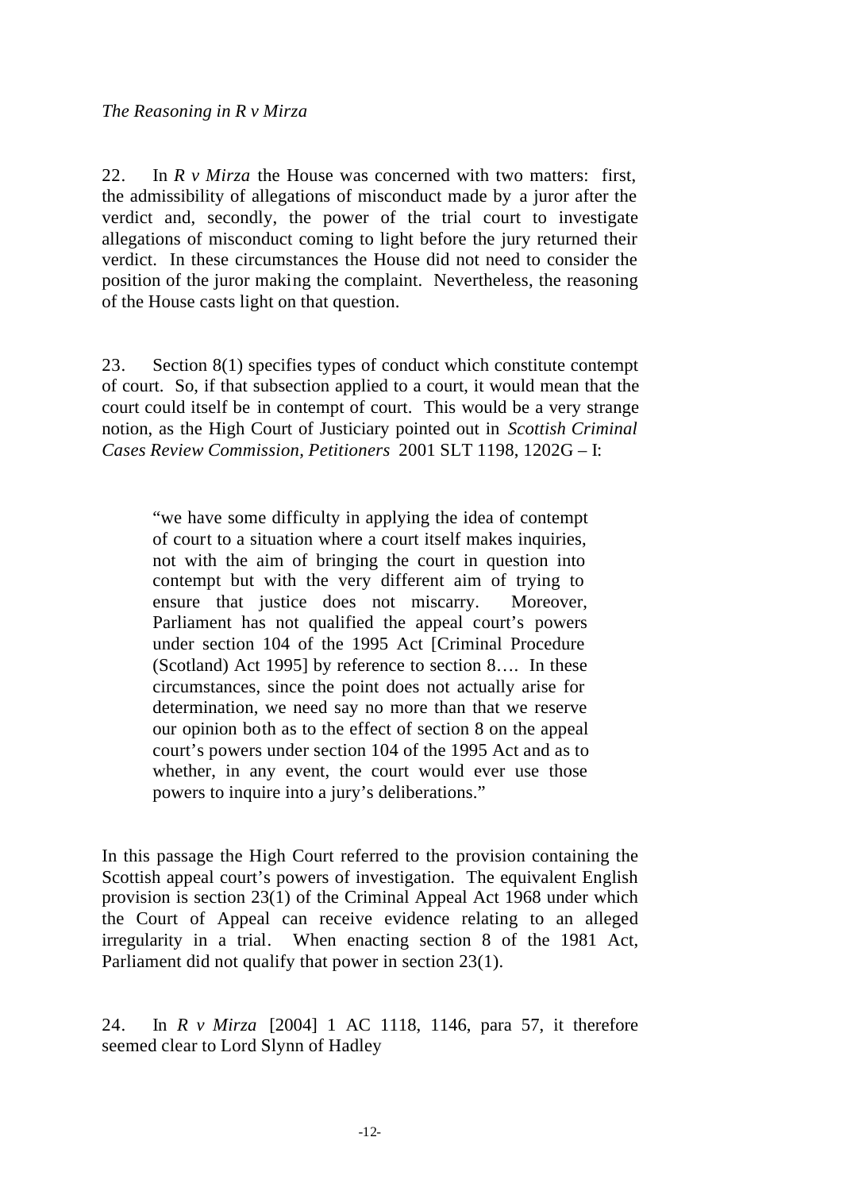*The Reasoning in R v Mirza*

22. In *R v Mirza* the House was concerned with two matters: first, the admissibility of allegations of misconduct made by a juror after the verdict and, secondly, the power of the trial court to investigate allegations of misconduct coming to light before the jury returned their verdict. In these circumstances the House did not need to consider the position of the juror making the complaint. Nevertheless, the reasoning of the House casts light on that question.

23. Section 8(1) specifies types of conduct which constitute contempt of court. So, if that subsection applied to a court, it would mean that the court could itself be in contempt of court. This would be a very strange notion, as the High Court of Justiciary pointed out in *Scottish Criminal Cases Review Commission, Petitioners* 2001 SLT 1198, 1202G – I:

> "we have some difficulty in applying the idea of contempt of court to a situation where a court itself makes inquiries, not with the aim of bringing the court in question into contempt but with the very different aim of trying to ensure that justice does not miscarry. Moreover, Parliament has not qualified the appeal court's powers under section 104 of the 1995 Act [Criminal Procedure (Scotland) Act 1995] by reference to section 8…. In these circumstances, since the point does not actually arise for determination, we need say no more than that we reserve our opinion both as to the effect of section 8 on the appeal court's powers under section 104 of the 1995 Act and as to whether, in any event, the court would ever use those powers to inquire into a jury's deliberations."

In this passage the High Court referred to the provision containing the Scottish appeal court's powers of investigation. The equivalent English provision is section 23(1) of the Criminal Appeal Act 1968 under which the Court of Appeal can receive evidence relating to an alleged irregularity in a trial. When enacting section 8 of the 1981 Act, Parliament did not qualify that power in section 23(1).

24. In *R v Mirza* [2004] 1 AC 1118, 1146, para 57, it therefore seemed clear to Lord Slynn of Hadley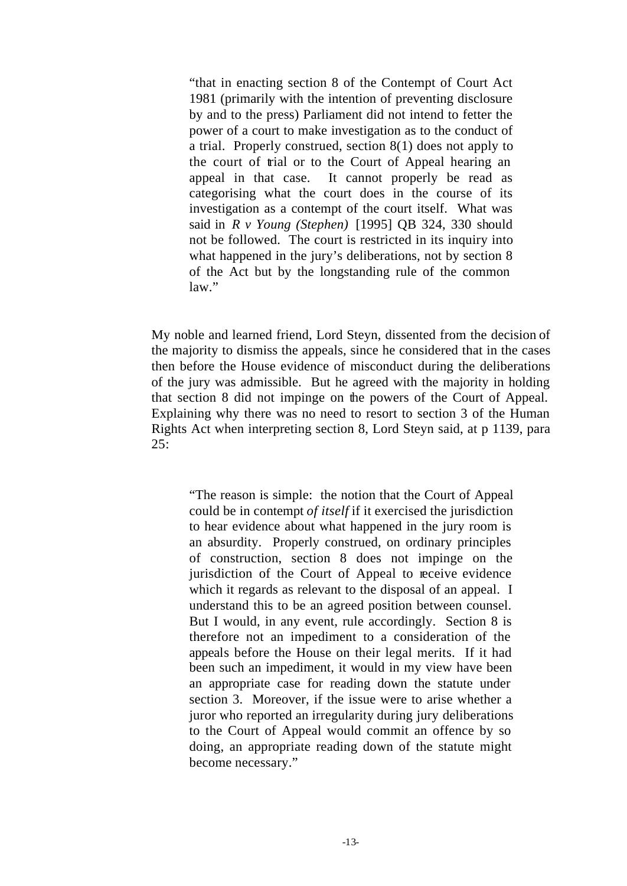> "that in enacting section 8 of the Contempt of Court Act 1981 (primarily with the intention of preventing disclosure by and to the press) Parliament did not intend to fetter the power of a court to make investigation as to the conduct of a trial. Properly construed, section 8(1) does not apply to the court of trial or to the Court of Appeal hearing an appeal in that case. It cannot properly be read as categorising what the court does in the course of its investigation as a contempt of the court itself. What was said in *R v Young (Stephen)* [1995] QB 324, 330 should not be followed. The court is restricted in its inquiry into what happened in the jury's deliberations, not by section 8 of the Act but by the longstanding rule of the common law."

My noble and learned friend, Lord Steyn, dissented from the decision of the majority to dismiss the appeals, since he considered that in the cases then before the House evidence of misconduct during the deliberations of the jury was admissible. But he agreed with the majority in holding that section 8 did not impinge on the powers of the Court of Appeal. Explaining why there was no need to resort to section 3 of the Human Rights Act when interpreting section 8, Lord Steyn said, at p 1139, para 25:

> "The reason is simple: the notion that the Court of Appeal could be in contempt *of itself* if it exercised the jurisdiction to hear evidence about what happened in the jury room is an absurdity. Properly construed, on ordinary principles of construction, section 8 does not impinge on the jurisdiction of the Court of Appeal to receive evidence which it regards as relevant to the disposal of an appeal. I understand this to be an agreed position between counsel. But I would, in any event, rule accordingly. Section 8 is therefore not an impediment to a consideration of the appeals before the House on their legal merits. If it had been such an impediment, it would in my view have been an appropriate case for reading down the statute under section 3. Moreover, if the issue were to arise whether a juror who reported an irregularity during jury deliberations to the Court of Appeal would commit an offence by so doing, an appropriate reading down of the statute might become necessary."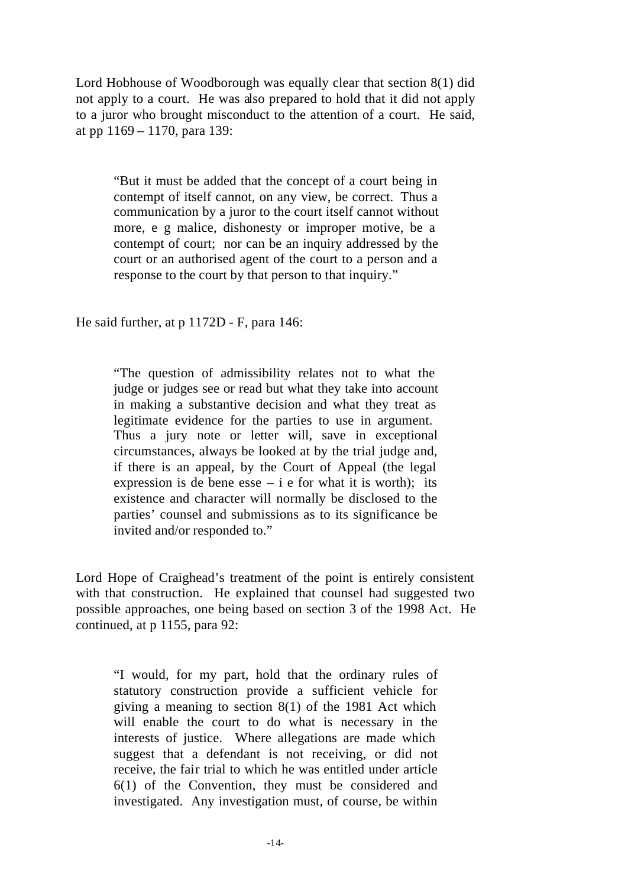Lord Hobhouse of Woodborough was equally clear that section 8(1) did not apply to a court. He was also prepared to hold that it did not apply to a juror who brought misconduct to the attention of a court. He said, at pp 1169 – 1170, para 139:

> "But it must be added that the concept of a court being in contempt of itself cannot, on any view, be correct. Thus a communication by a juror to the court itself cannot without more, e g malice, dishonesty or improper motive, be a contempt of court; nor can be an inquiry addressed by the court or an authorised agent of the court to a person and a response to the court by that person to that inquiry."

He said further, at p 1172D - F, para 146:

> "The question of admissibility relates not to what the judge or judges see or read but what they take into account in making a substantive decision and what they treat as legitimate evidence for the parties to use in argument. Thus a jury note or letter will, save in exceptional circumstances, always be looked at by the trial judge and, if there is an appeal, by the Court of Appeal (the legal expression is de bene esse – i e for what it is worth); its existence and character will normally be disclosed to the parties' counsel and submissions as to its significance be invited and/or responded to."

Lord Hope of Craighead's treatment of the point is entirely consistent with that construction. He explained that counsel had suggested two possible approaches, one being based on section 3 of the 1998 Act. He continued, at p 1155, para 92:

> "I would, for my part, hold that the ordinary rules of statutory construction provide a sufficient vehicle for giving a meaning to section 8(1) of the 1981 Act which will enable the court to do what is necessary in the interests of justice. Where allegations are made which suggest that a defendant is not receiving, or did not receive, the fair trial to which he was entitled under article 6(1) of the Convention, they must be considered and investigated. Any investigation must, of course, be within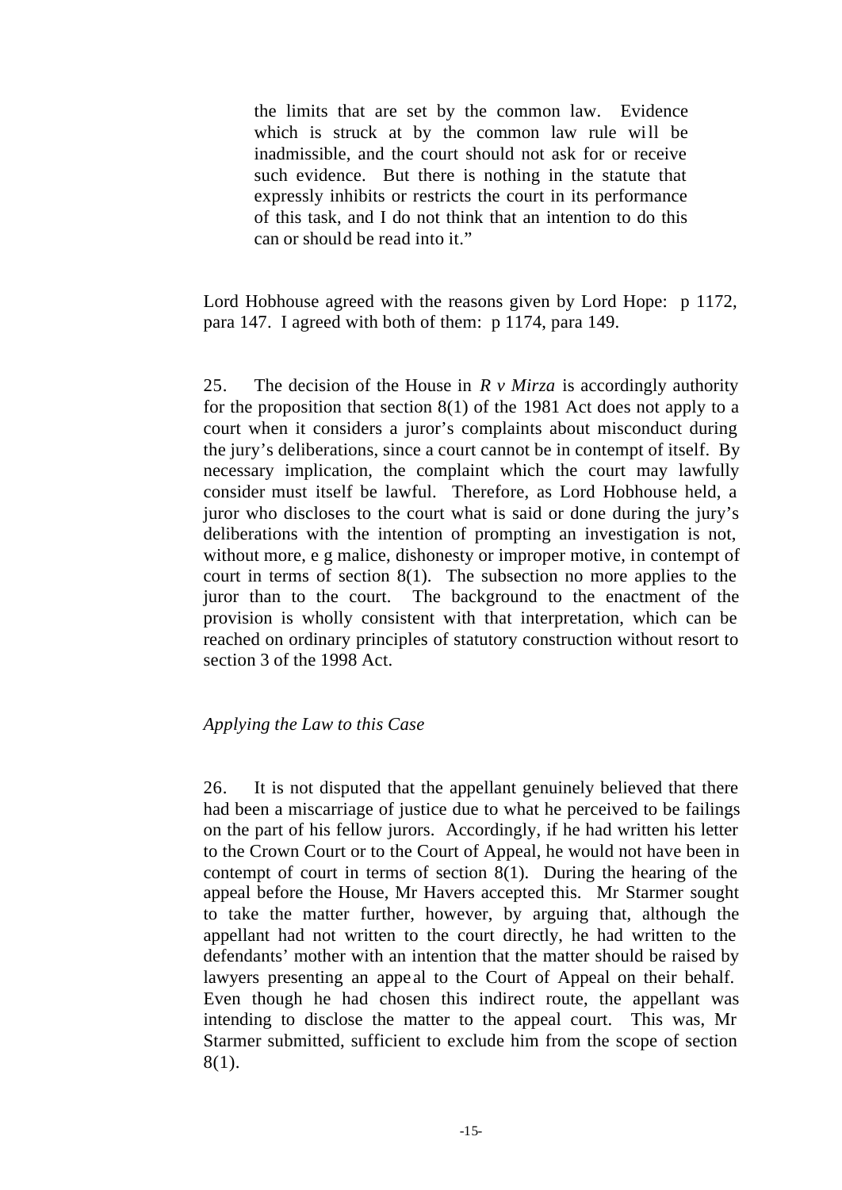> the limits that are set by the common law. Evidence which is struck at by the common law rule will be inadmissible, and the court should not ask for or receive such evidence. But there is nothing in the statute that expressly inhibits or restricts the court in its performance of this task, and I do not think that an intention to do this can or should be read into it."

Lord Hobhouse agreed with the reasons given by Lord Hope: p 1172, para 147. I agreed with both of them: p 1174, para 149.

25. The decision of the House in *R v Mirza* is accordingly authority for the proposition that section 8(1) of the 1981 Act does not apply to a court when it considers a juror's complaints about misconduct during the jury's deliberations, since a court cannot be in contempt of itself. By necessary implication, the complaint which the court may lawfully consider must itself be lawful. Therefore, as Lord Hobhouse held, a juror who discloses to the court what is said or done during the jury's deliberations with the intention of prompting an investigation is not, without more, e g malice, dishonesty or improper motive, in contempt of court in terms of section 8(1). The subsection no more applies to the juror than to the court. The background to the enactment of the provision is wholly consistent with that interpretation, which can be reached on ordinary principles of statutory construction without resort to section 3 of the 1998 Act.

*Applying the Law to this Case*

26. It is not disputed that the appellant genuinely believed that there had been a miscarriage of justice due to what he perceived to be failings on the part of his fellow jurors. Accordingly, if he had written his letter to the Crown Court or to the Court of Appeal, he would not have been in contempt of court in terms of section 8(1). During the hearing of the appeal before the House, Mr Havers accepted this. Mr Starmer sought to take the matter further, however, by arguing that, although the appellant had not written to the court directly, he had written to the defendants' mother with an intention that the matter should be raised by lawyers presenting an appeal to the Court of Appeal on their behalf. Even though he had chosen this indirect route, the appellant was intending to disclose the matter to the appeal court. This was, Mr Starmer submitted, sufficient to exclude him from the scope of section 8(1).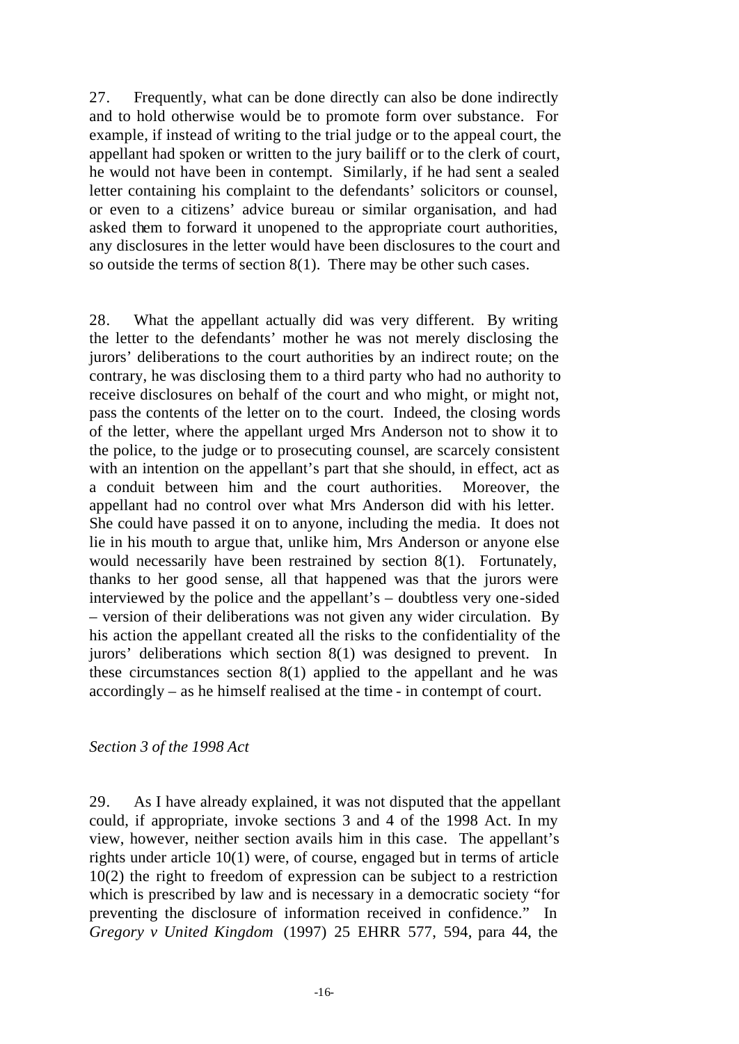27. Frequently, what can be done directly can also be done indirectly and to hold otherwise would be to promote form over substance. For example, if instead of writing to the trial judge or to the appeal court, the appellant had spoken or written to the jury bailiff or to the clerk of court, he would not have been in contempt. Similarly, if he had sent a sealed letter containing his complaint to the defendants' solicitors or counsel, or even to a citizens' advice bureau or similar organisation, and had asked them to forward it unopened to the appropriate court authorities, any disclosures in the letter would have been disclosures to the court and so outside the terms of section 8(1). There may be other such cases.

28. What the appellant actually did was very different. By writing the letter to the defendants' mother he was not merely disclosing the jurors' deliberations to the court authorities by an indirect route; on the contrary, he was disclosing them to a third party who had no authority to receive disclosures on behalf of the court and who might, or might not, pass the contents of the letter on to the court. Indeed, the closing words of the letter, where the appellant urged Mrs Anderson not to show it to the police, to the judge or to prosecuting counsel, are scarcely consistent with an intention on the appellant's part that she should, in effect, act as a conduit between him and the court authorities. Moreover, the appellant had no control over what Mrs Anderson did with his letter. She could have passed it on to anyone, including the media. It does not lie in his mouth to argue that, unlike him, Mrs Anderson or anyone else would necessarily have been restrained by section 8(1). Fortunately, thanks to her good sense, all that happened was that the jurors were interviewed by the police and the appellant's – doubtless very one-sided – version of their deliberations was not given any wider circulation. By his action the appellant created all the risks to the confidentiality of the jurors' deliberations which section 8(1) was designed to prevent. In these circumstances section 8(1) applied to the appellant and he was accordingly – as he himself realised at the time - in contempt of court.

*Section 3 of the 1998 Act*

29. As I have already explained, it was not disputed that the appellant could, if appropriate, invoke sections 3 and 4 of the 1998 Act. In my view, however, neither section avails him in this case. The appellant's rights under article 10(1) were, of course, engaged but in terms of article 10(2) the right to freedom of expression can be subject to a restriction which is prescribed by law and is necessary in a democratic society "for preventing the disclosure of information received in confidence." In *Gregory v United Kingdom* (1997) 25 EHRR 577, 594, para 44, the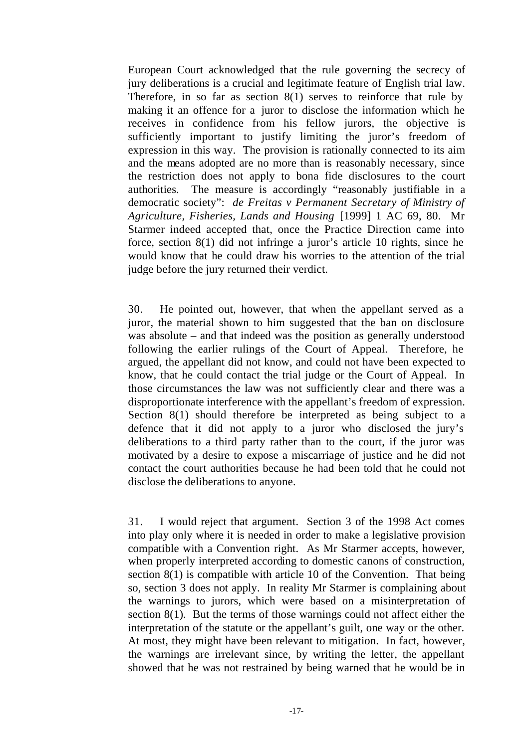European Court acknowledged that the rule governing the secrecy of jury deliberations is a crucial and legitimate feature of English trial law. Therefore, in so far as section 8(1) serves to reinforce that rule by making it an offence for a juror to disclose the information which he receives in confidence from his fellow jurors, the objective is sufficiently important to justify limiting the juror's freedom of expression in this way. The provision is rationally connected to its aim and the means adopted are no more than is reasonably necessary, since the restriction does not apply to bona fide disclosures to the court authorities. The measure is accordingly "reasonably justifiable in a democratic society": *de Freitas v Permanent Secretary of Ministry of Agriculture, Fisheries, Lands and Housing* [1999] 1 AC 69, 80. Mr Starmer indeed accepted that, once the Practice Direction came into force, section 8(1) did not infringe a juror's article 10 rights, since he would know that he could draw his worries to the attention of the trial judge before the jury returned their verdict.

30. He pointed out, however, that when the appellant served as a juror, the material shown to him suggested that the ban on disclosure was absolute – and that indeed was the position as generally understood following the earlier rulings of the Court of Appeal. Therefore, he argued, the appellant did not know, and could not have been expected to know, that he could contact the trial judge or the Court of Appeal. In those circumstances the law was not sufficiently clear and there was a disproportionate interference with the appellant's freedom of expression. Section 8(1) should therefore be interpreted as being subject to a defence that it did not apply to a juror who disclosed the jury's deliberations to a third party rather than to the court, if the juror was motivated by a desire to expose a miscarriage of justice and he did not contact the court authorities because he had been told that he could not disclose the deliberations to anyone.

31. I would reject that argument. Section 3 of the 1998 Act comes into play only where it is needed in order to make a legislative provision compatible with a Convention right. As Mr Starmer accepts, however, when properly interpreted according to domestic canons of construction, section 8(1) is compatible with article 10 of the Convention. That being so, section 3 does not apply. In reality Mr Starmer is complaining about the warnings to jurors, which were based on a misinterpretation of section 8(1). But the terms of those warnings could not affect either the interpretation of the statute or the appellant's guilt, one way or the other. At most, they might have been relevant to mitigation. In fact, however, the warnings are irrelevant since, by writing the letter, the appellant showed that he was not restrained by being warned that he would be in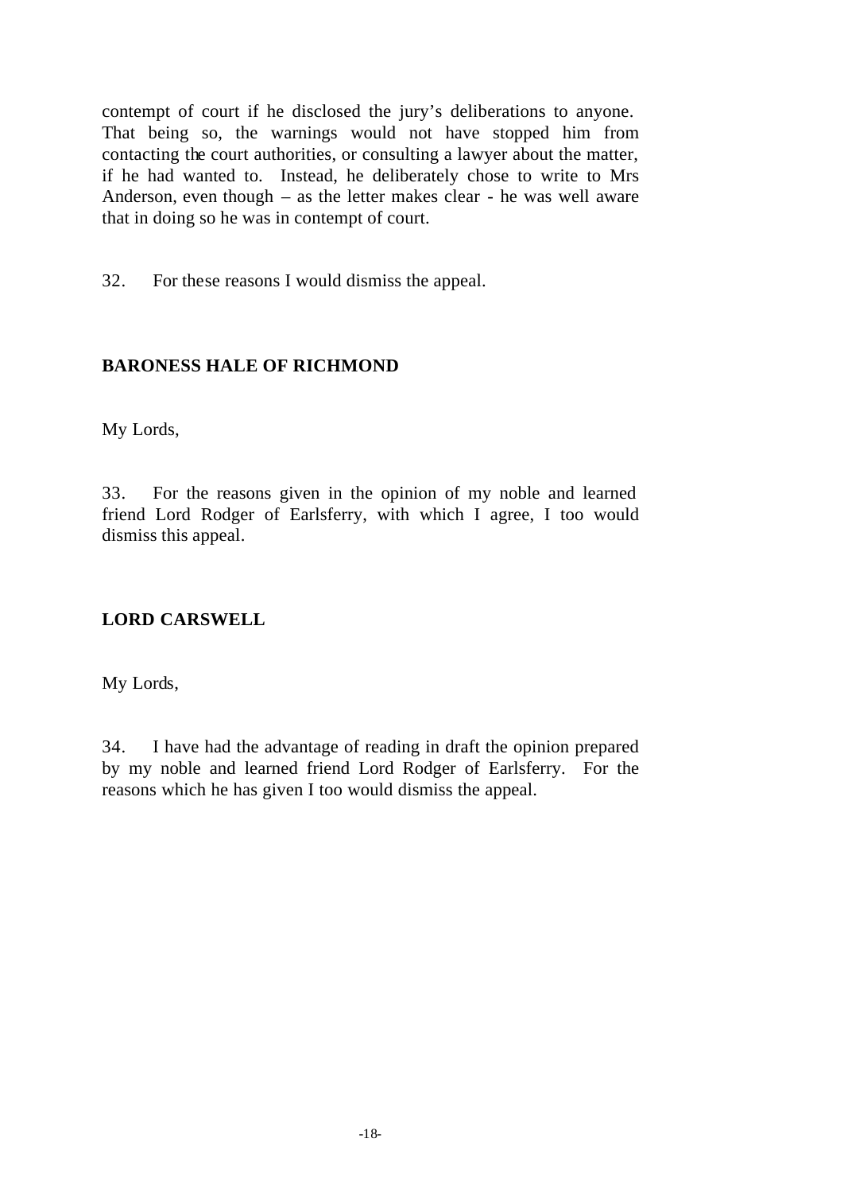contempt of court if he disclosed the jury's deliberations to anyone. That being so, the warnings would not have stopped him from contacting the court authorities, or consulting a lawyer about the matter, if he had wanted to. Instead, he deliberately chose to write to Mrs Anderson, even though – as the letter makes clear - he was well aware that in doing so he was in contempt of court.

32. For these reasons I would dismiss the appeal.

**BARONESS HALE OF RICHMOND**

My Lords,

33. For the reasons given in the opinion of my noble and learned friend Lord Rodger of Earlsferry, with which I agree, I too would dismiss this appeal.

**LORD CARSWELL**

My Lords,

34. I have had the advantage of reading in draft the opinion prepared by my noble and learned friend Lord Rodger of Earlsferry. For the reasons which he has given I too would dismiss the appeal.